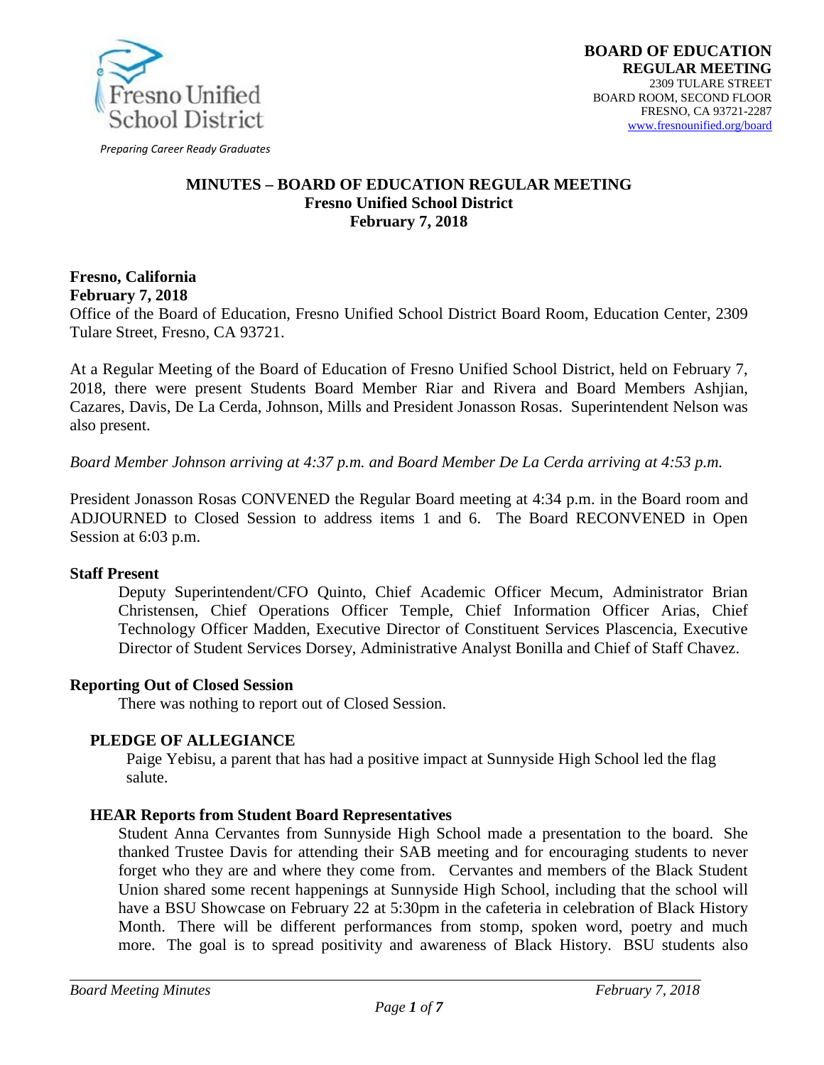Preparing Career Ready Graduates

**BOARD OF EDUCATION**
**REGULAR MEETING**
2309 TULARE STREET
BOARD ROOM, SECOND FLOOR
FRESNO, CA 93721-2287
www.fresnounified.org/board

# MINUTES – BOARD OF EDUCATION REGULAR MEETING
## Fresno Unified School District
## February 7, 2018

**Fresno, California**
**February 7, 2018**
Office of the Board of Education, Fresno Unified School District Board Room, Education Center, 2309 Tulare Street, Fresno, CA 93721.

At a Regular Meeting of the Board of Education of Fresno Unified School District, held on February 7, 2018, there were present Students Board Member Riar and Rivera and Board Members Ashjian, Cazares, Davis, De La Cerda, Johnson, Mills and President Jonasson Rosas. Superintendent Nelson was also present.

*Board Member Johnson arriving at 4:37 p.m. and Board Member De La Cerda arriving at 4:53 p.m.*

President Jonasson Rosas CONVENED the Regular Board meeting at 4:34 p.m. in the Board room and ADJOURNED to Closed Session to address items 1 and 6. The Board RECONVENED in Open Session at 6:03 p.m.

**Staff Present**

Deputy Superintendent/CFO Quinto, Chief Academic Officer Mecum, Administrator Brian Christensen, Chief Operations Officer Temple, Chief Information Officer Arias, Chief Technology Officer Madden, Executive Director of Constituent Services Plascencia, Executive Director of Student Services Dorsey, Administrative Analyst Bonilla and Chief of Staff Chavez.

**Reporting Out of Closed Session**

There was nothing to report out of Closed Session.

**PLEDGE OF ALLEGIANCE**

Paige Yebisu, a parent that has had a positive impact at Sunnyside High School led the flag salute.

**HEAR Reports from Student Board Representatives**

Student Anna Cervantes from Sunnyside High School made a presentation to the board. She thanked Trustee Davis for attending their SAB meeting and for encouraging students to never forget who they are and where they come from. Cervantes and members of the Black Student Union shared some recent happenings at Sunnyside High School, including that the school will have a BSU Showcase on February 22 at 5:30pm in the cafeteria in celebration of Black History Month. There will be different performances from stomp, spoken word, poetry and much more. The goal is to spread positivity and awareness of Black History. BSU students also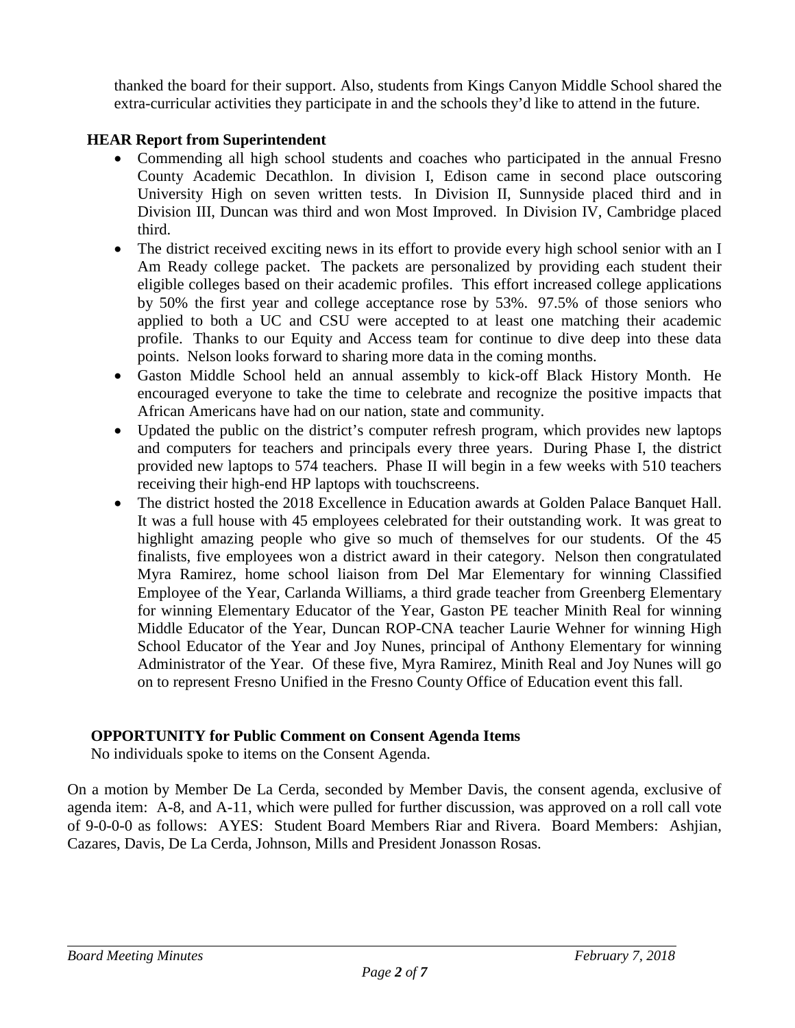thanked the board for their support. Also, students from Kings Canyon Middle School shared the extra-curricular activities they participate in and the schools they'd like to attend in the future.

**HEAR Report from Superintendent**

- Commending all high school students and coaches who participated in the annual Fresno County Academic Decathlon. In division I, Edison came in second place outscoring University High on seven written tests. In Division II, Sunnyside placed third and in Division III, Duncan was third and won Most Improved. In Division IV, Cambridge placed third.
- The district received exciting news in its effort to provide every high school senior with an I Am Ready college packet. The packets are personalized by providing each student their eligible colleges based on their academic profiles. This effort increased college applications by 50% the first year and college acceptance rose by 53%. 97.5% of those seniors who applied to both a UC and CSU were accepted to at least one matching their academic profile. Thanks to our Equity and Access team for continue to dive deep into these data points. Nelson looks forward to sharing more data in the coming months.
- Gaston Middle School held an annual assembly to kick-off Black History Month. He encouraged everyone to take the time to celebrate and recognize the positive impacts that African Americans have had on our nation, state and community.
- Updated the public on the district's computer refresh program, which provides new laptops and computers for teachers and principals every three years. During Phase I, the district provided new laptops to 574 teachers. Phase II will begin in a few weeks with 510 teachers receiving their high-end HP laptops with touchscreens.
- The district hosted the 2018 Excellence in Education awards at Golden Palace Banquet Hall. It was a full house with 45 employees celebrated for their outstanding work. It was great to highlight amazing people who give so much of themselves for our students. Of the 45 finalists, five employees won a district award in their category. Nelson then congratulated Myra Ramirez, home school liaison from Del Mar Elementary for winning Classified Employee of the Year, Carlanda Williams, a third grade teacher from Greenberg Elementary for winning Elementary Educator of the Year, Gaston PE teacher Minith Real for winning Middle Educator of the Year, Duncan ROP-CNA teacher Laurie Wehner for winning High School Educator of the Year and Joy Nunes, principal of Anthony Elementary for winning Administrator of the Year. Of these five, Myra Ramirez, Minith Real and Joy Nunes will go on to represent Fresno Unified in the Fresno County Office of Education event this fall.

**OPPORTUNITY for Public Comment on Consent Agenda Items**

No individuals spoke to items on the Consent Agenda.

On a motion by Member De La Cerda, seconded by Member Davis, the consent agenda, exclusive of agenda item: A-8, and A-11, which were pulled for further discussion, was approved on a roll call vote of 9-0-0-0 as follows: AYES: Student Board Members Riar and Rivera. Board Members: Ashjian, Cazares, Davis, De La Cerda, Johnson, Mills and President Jonasson Rosas.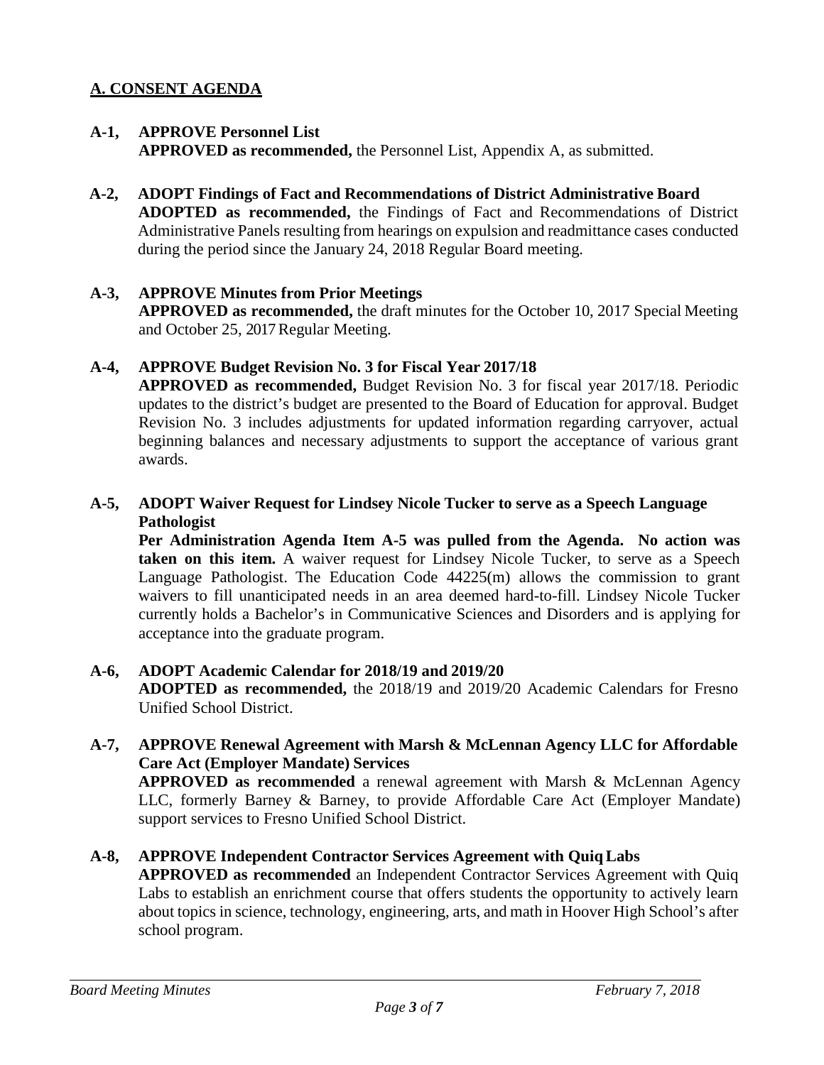## A. CONSENT AGENDA

**A-1, APPROVE Personnel List**
**APPROVED as recommended,** the Personnel List, Appendix A, as submitted.

**A-2, ADOPT Findings of Fact and Recommendations of District Administrative Board**
**ADOPTED as recommended,** the Findings of Fact and Recommendations of District Administrative Panels resulting from hearings on expulsion and readmittance cases conducted during the period since the January 24, 2018 Regular Board meeting.

**A-3, APPROVE Minutes from Prior Meetings**
**APPROVED as recommended,** the draft minutes for the October 10, 2017 Special Meeting and October 25, 2017 Regular Meeting.

**A-4, APPROVE Budget Revision No. 3 for Fiscal Year 2017/18**
**APPROVED as recommended,** Budget Revision No. 3 for fiscal year 2017/18. Periodic updates to the district's budget are presented to the Board of Education for approval. Budget Revision No. 3 includes adjustments for updated information regarding carryover, actual beginning balances and necessary adjustments to support the acceptance of various grant awards.

**A-5, ADOPT Waiver Request for Lindsey Nicole Tucker to serve as a Speech Language Pathologist**
**Per Administration Agenda Item A-5 was pulled from the Agenda. No action was taken on this item.** A waiver request for Lindsey Nicole Tucker, to serve as a Speech Language Pathologist. The Education Code 44225(m) allows the commission to grant waivers to fill unanticipated needs in an area deemed hard-to-fill. Lindsey Nicole Tucker currently holds a Bachelor's in Communicative Sciences and Disorders and is applying for acceptance into the graduate program.

**A-6, ADOPT Academic Calendar for 2018/19 and 2019/20**
**ADOPTED as recommended,** the 2018/19 and 2019/20 Academic Calendars for Fresno Unified School District.

**A-7, APPROVE Renewal Agreement with Marsh & McLennan Agency LLC for Affordable Care Act (Employer Mandate) Services**
**APPROVED as recommended** a renewal agreement with Marsh & McLennan Agency LLC, formerly Barney & Barney, to provide Affordable Care Act (Employer Mandate) support services to Fresno Unified School District.

**A-8, APPROVE Independent Contractor Services Agreement with Quiq Labs**
**APPROVED as recommended** an Independent Contractor Services Agreement with Quiq Labs to establish an enrichment course that offers students the opportunity to actively learn about topics in science, technology, engineering, arts, and math in Hoover High School's after school program.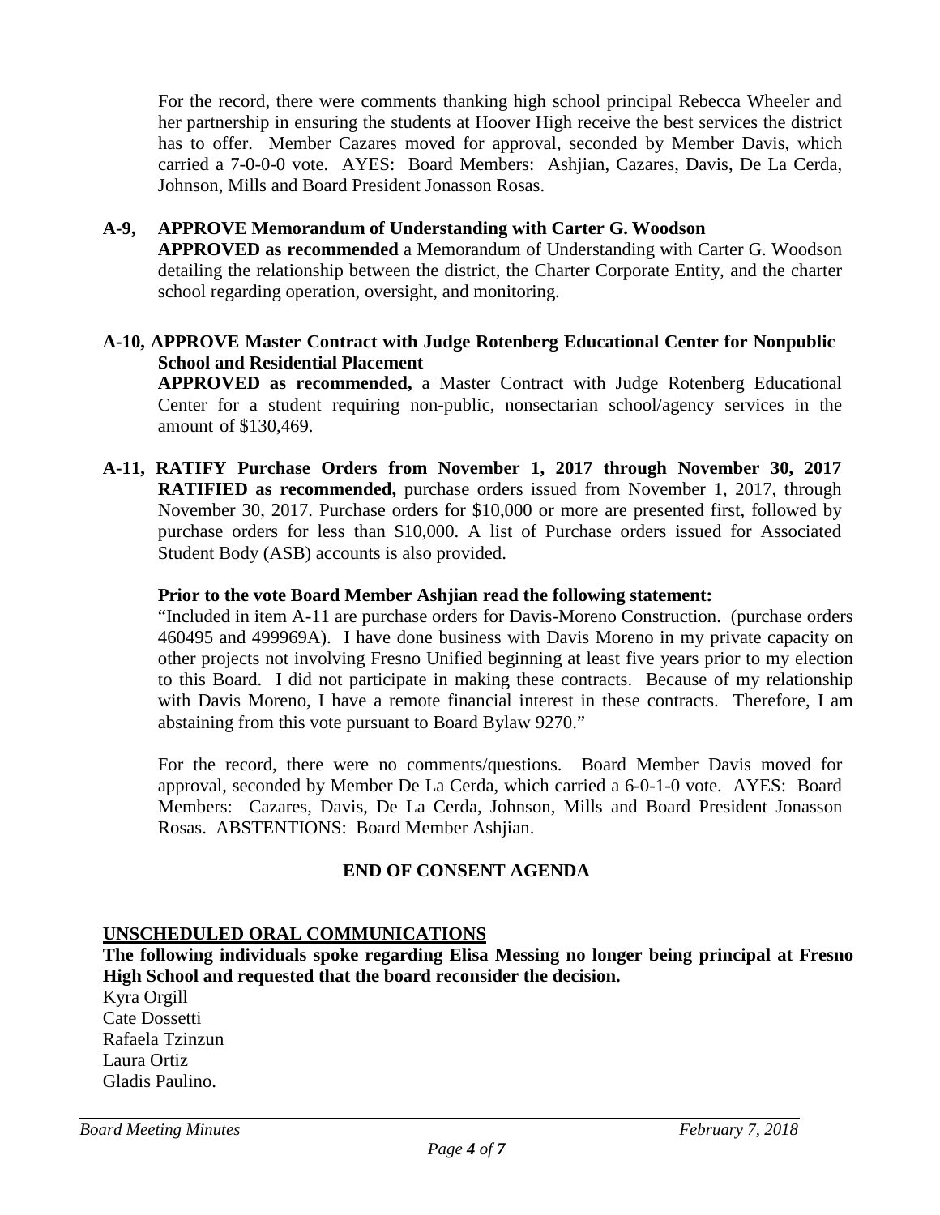For the record, there were comments thanking high school principal Rebecca Wheeler and her partnership in ensuring the students at Hoover High receive the best services the district has to offer. Member Cazares moved for approval, seconded by Member Davis, which carried a 7-0-0-0 vote. AYES: Board Members: Ashjian, Cazares, Davis, De La Cerda, Johnson, Mills and Board President Jonasson Rosas.

**A-9, APPROVE Memorandum of Understanding with Carter G. Woodson**
**APPROVED as recommended** a Memorandum of Understanding with Carter G. Woodson detailing the relationship between the district, the Charter Corporate Entity, and the charter school regarding operation, oversight, and monitoring.

**A-10, APPROVE Master Contract with Judge Rotenberg Educational Center for Nonpublic School and Residential Placement**
**APPROVED as recommended,** a Master Contract with Judge Rotenberg Educational Center for a student requiring non-public, nonsectarian school/agency services in the amount of $130,469.

**A-11, RATIFY Purchase Orders from November 1, 2017 through November 30, 2017**
**RATIFIED as recommended,** purchase orders issued from November 1, 2017, through November 30, 2017. Purchase orders for $10,000 or more are presented first, followed by purchase orders for less than $10,000. A list of Purchase orders issued for Associated Student Body (ASB) accounts is also provided.

**Prior to the vote Board Member Ashjian read the following statement:**
"Included in item A-11 are purchase orders for Davis-Moreno Construction. (purchase orders 460495 and 499969A). I have done business with Davis Moreno in my private capacity on other projects not involving Fresno Unified beginning at least five years prior to my election to this Board. I did not participate in making these contracts. Because of my relationship with Davis Moreno, I have a remote financial interest in these contracts. Therefore, I am abstaining from this vote pursuant to Board Bylaw 9270."

For the record, there were no comments/questions. Board Member Davis moved for approval, seconded by Member De La Cerda, which carried a 6-0-1-0 vote. AYES: Board Members: Cazares, Davis, De La Cerda, Johnson, Mills and Board President Jonasson Rosas. ABSTENTIONS: Board Member Ashjian.

**END OF CONSENT AGENDA**

**UNSCHEDULED ORAL COMMUNICATIONS**

**The following individuals spoke regarding Elisa Messing no longer being principal at Fresno High School and requested that the board reconsider the decision.**

Kyra Orgill
Cate Dossetti
Rafaela Tzinzun
Laura Ortiz
Gladis Paulino.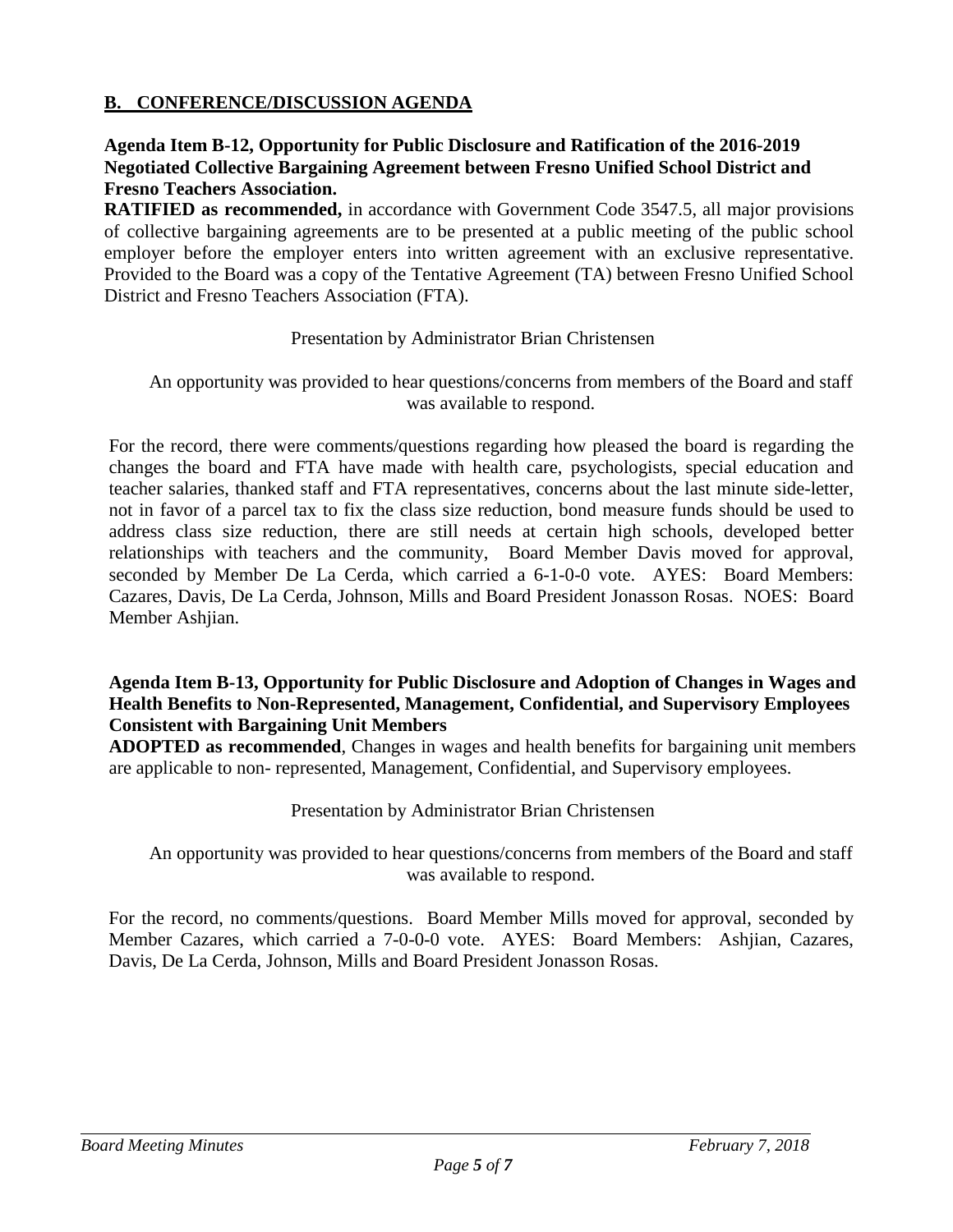## B. CONFERENCE/DISCUSSION AGENDA

**Agenda Item B-12, Opportunity for Public Disclosure and Ratification of the 2016-2019 Negotiated Collective Bargaining Agreement between Fresno Unified School District and Fresno Teachers Association.**

**RATIFIED as recommended,** in accordance with Government Code 3547.5, all major provisions of collective bargaining agreements are to be presented at a public meeting of the public school employer before the employer enters into written agreement with an exclusive representative. Provided to the Board was a copy of the Tentative Agreement (TA) between Fresno Unified School District and Fresno Teachers Association (FTA).

Presentation by Administrator Brian Christensen

An opportunity was provided to hear questions/concerns from members of the Board and staff was available to respond.

For the record, there were comments/questions regarding how pleased the board is regarding the changes the board and FTA have made with health care, psychologists, special education and teacher salaries, thanked staff and FTA representatives, concerns about the last minute side-letter, not in favor of a parcel tax to fix the class size reduction, bond measure funds should be used to address class size reduction, there are still needs at certain high schools, developed better relationships with teachers and the community, Board Member Davis moved for approval, seconded by Member De La Cerda, which carried a 6-1-0-0 vote. AYES: Board Members: Cazares, Davis, De La Cerda, Johnson, Mills and Board President Jonasson Rosas. NOES: Board Member Ashjian.

**Agenda Item B-13, Opportunity for Public Disclosure and Adoption of Changes in Wages and Health Benefits to Non-Represented, Management, Confidential, and Supervisory Employees Consistent with Bargaining Unit Members**

**ADOPTED as recommended**, Changes in wages and health benefits for bargaining unit members are applicable to non- represented, Management, Confidential, and Supervisory employees.

Presentation by Administrator Brian Christensen

An opportunity was provided to hear questions/concerns from members of the Board and staff was available to respond.

For the record, no comments/questions. Board Member Mills moved for approval, seconded by Member Cazares, which carried a 7-0-0-0 vote. AYES: Board Members: Ashjian, Cazares, Davis, De La Cerda, Johnson, Mills and Board President Jonasson Rosas.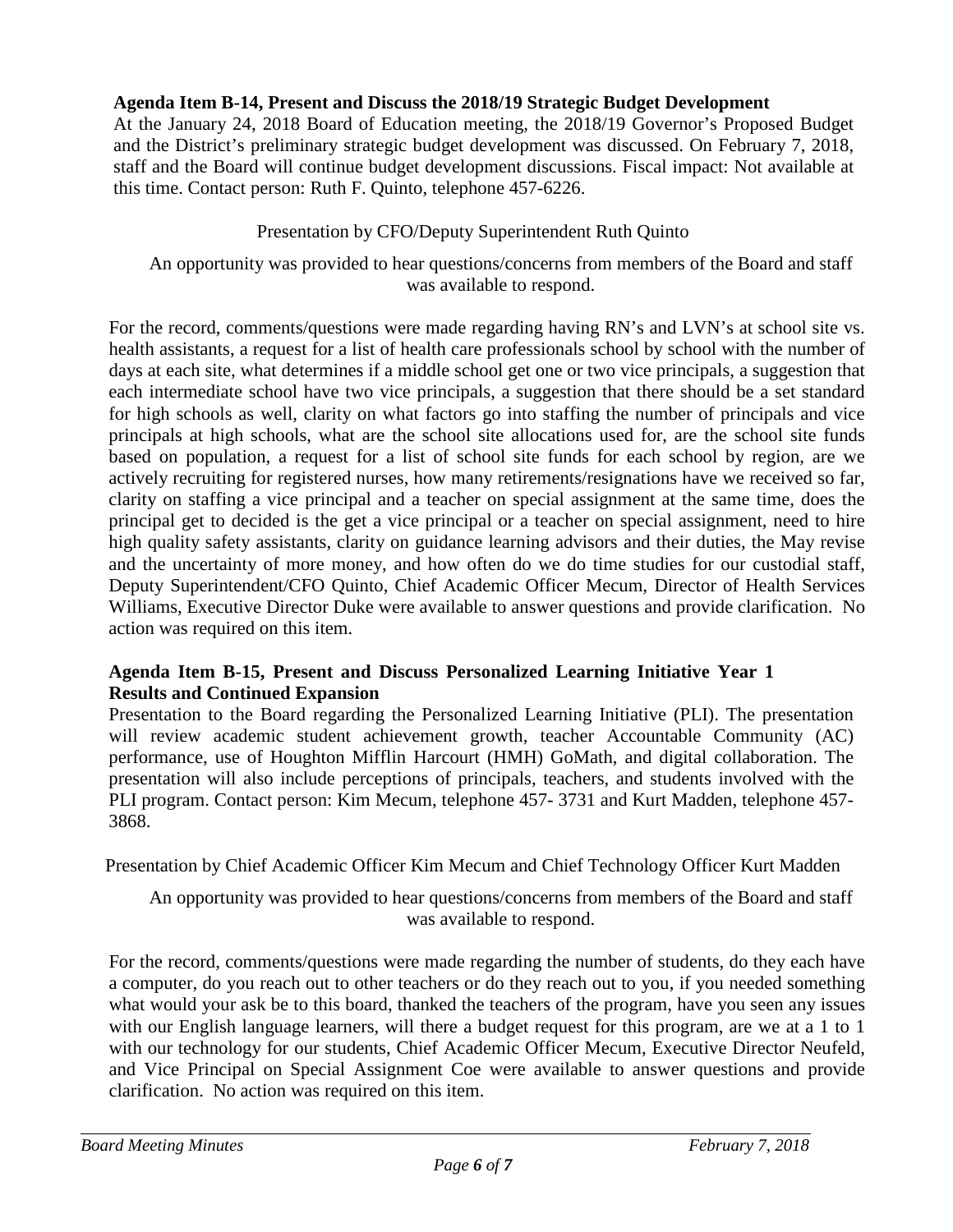**Agenda Item B-14, Present and Discuss the 2018/19 Strategic Budget Development**

At the January 24, 2018 Board of Education meeting, the 2018/19 Governor's Proposed Budget and the District's preliminary strategic budget development was discussed. On February 7, 2018, staff and the Board will continue budget development discussions. Fiscal impact: Not available at this time. Contact person: Ruth F. Quinto, telephone 457-6226.

Presentation by CFO/Deputy Superintendent Ruth Quinto

An opportunity was provided to hear questions/concerns from members of the Board and staff was available to respond.

For the record, comments/questions were made regarding having RN's and LVN's at school site vs. health assistants, a request for a list of health care professionals school by school with the number of days at each site, what determines if a middle school get one or two vice principals, a suggestion that each intermediate school have two vice principals, a suggestion that there should be a set standard for high schools as well, clarity on what factors go into staffing the number of principals and vice principals at high schools, what are the school site allocations used for, are the school site funds based on population, a request for a list of school site funds for each school by region, are we actively recruiting for registered nurses, how many retirements/resignations have we received so far, clarity on staffing a vice principal and a teacher on special assignment at the same time, does the principal get to decided is the get a vice principal or a teacher on special assignment, need to hire high quality safety assistants, clarity on guidance learning advisors and their duties, the May revise and the uncertainty of more money, and how often do we do time studies for our custodial staff, Deputy Superintendent/CFO Quinto, Chief Academic Officer Mecum, Director of Health Services Williams, Executive Director Duke were available to answer questions and provide clarification. No action was required on this item.

**Agenda Item B-15, Present and Discuss Personalized Learning Initiative Year 1 Results and Continued Expansion**

Presentation to the Board regarding the Personalized Learning Initiative (PLI). The presentation will review academic student achievement growth, teacher Accountable Community (AC) performance, use of Houghton Mifflin Harcourt (HMH) GoMath, and digital collaboration. The presentation will also include perceptions of principals, teachers, and students involved with the PLI program. Contact person: Kim Mecum, telephone 457- 3731 and Kurt Madden, telephone 457-3868.

Presentation by Chief Academic Officer Kim Mecum and Chief Technology Officer Kurt Madden

An opportunity was provided to hear questions/concerns from members of the Board and staff was available to respond.

For the record, comments/questions were made regarding the number of students, do they each have a computer, do you reach out to other teachers or do they reach out to you, if you needed something what would your ask be to this board, thanked the teachers of the program, have you seen any issues with our English language learners, will there a budget request for this program, are we at a 1 to 1 with our technology for our students, Chief Academic Officer Mecum, Executive Director Neufeld, and Vice Principal on Special Assignment Coe were available to answer questions and provide clarification. No action was required on this item.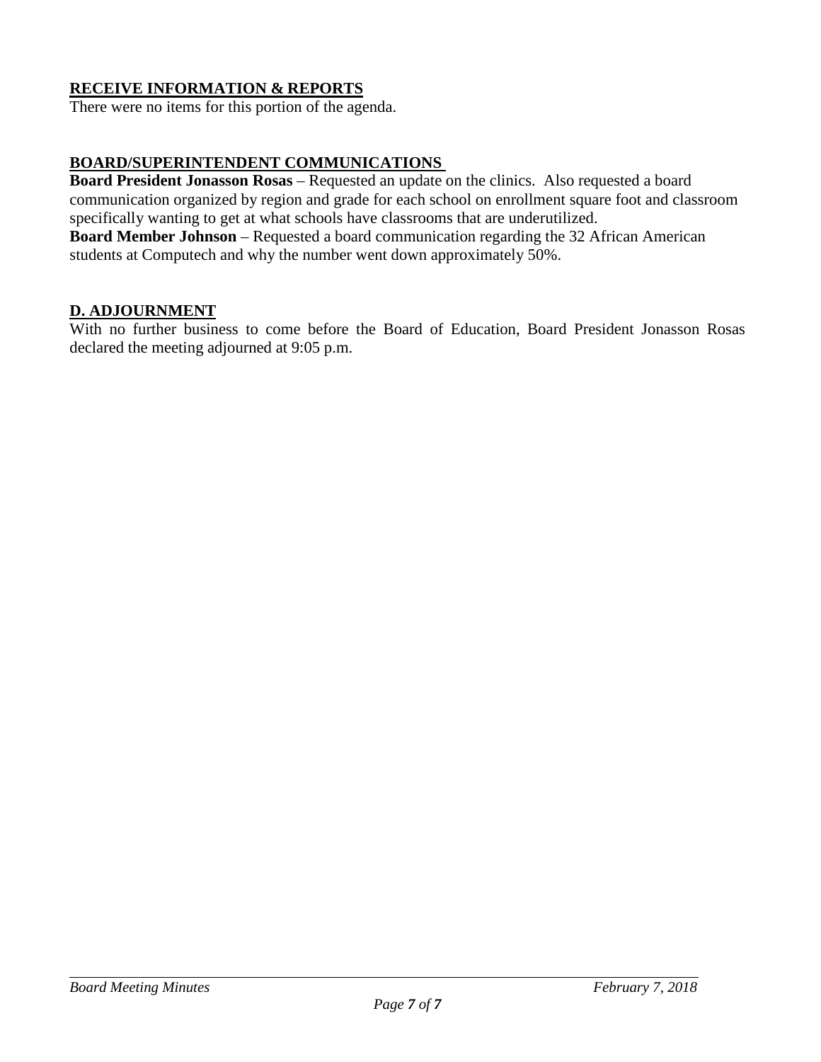## RECEIVE INFORMATION & REPORTS

There were no items for this portion of the agenda.

## BOARD/SUPERINTENDENT COMMUNICATIONS

**Board President Jonasson Rosas** – Requested an update on the clinics. Also requested a board communication organized by region and grade for each school on enrollment square foot and classroom specifically wanting to get at what schools have classrooms that are underutilized.

**Board Member Johnson** – Requested a board communication regarding the 32 African American students at Computech and why the number went down approximately 50%.

## D. ADJOURNMENT

With no further business to come before the Board of Education, Board President Jonasson Rosas declared the meeting adjourned at 9:05 p.m.